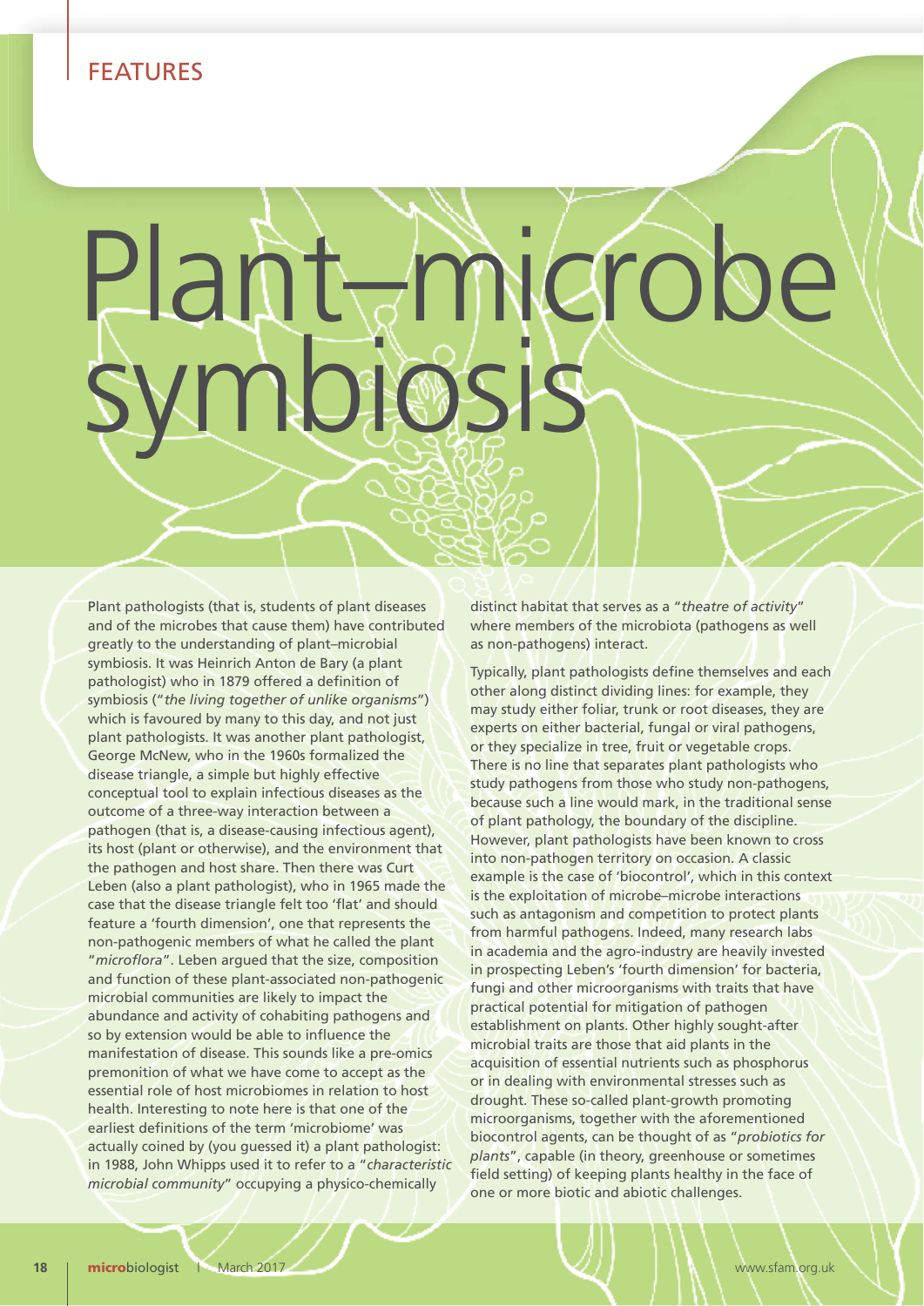# Plant–microbe symbiosis

Plant pathologists (that is, students of plant diseases and of the microbes that cause them) have contributed greatly to the understanding of plant–microbial symbiosis. It was Heinrich Anton de Bary (a plant pathologist) who in 1879 offered a definition of symbiosis ("*the living together of unlike organisms*") which is favoured by many to this day, and not just plant pathologists. It was another plant pathologist, George McNew, who in the 1960s formalized the disease triangle, a simple but highly effective conceptual tool to explain infectious diseases as the outcome of a three-way interaction between a pathogen (that is, a disease-causing infectious agent), its host (plant or otherwise), and the environment that the pathogen and host share. Then there was Curt Leben (also a plant pathologist), who in 1965 made the case that the disease triangle felt too 'flat' and should feature a 'fourth dimension', one that represents the non-pathogenic members of what he called the plant "*microflora*". Leben argued that the size, composition and function of these plant-associated non-pathogenic microbial communities are likely to impact the abundance and activity of cohabiting pathogens and so by extension would be able to influence the manifestation of disease. This sounds like a pre-omics premonition of what we have come to accept as the essential role of host microbiomes in relation to host health. Interesting to note here is that one of the earliest definitions of the term 'microbiome' was actually coined by (you guessed it) a plant pathologist: in 1988, John Whipps used it to refer to a "*characteristic microbial community*" occupying a physico-chemically distinct habitat that serves as a "*theatre of activity*" where members of the microbiota (pathogens as well as non-pathogens) interact.

Typically, plant pathologists define themselves and each other along distinct dividing lines: for example, they may study either foliar, trunk or root diseases, they are experts on either bacterial, fungal or viral pathogens, or they specialize in tree, fruit or vegetable crops. There is no line that separates plant pathologists who study pathogens from those who study non-pathogens, because such a line would mark, in the traditional sense of plant pathology, the boundary of the discipline. However, plant pathologists have been known to cross into non-pathogen territory on occasion. A classic example is the case of 'biocontrol', which in this context is the exploitation of microbe–microbe interactions such as antagonism and competition to protect plants from harmful pathogens. Indeed, many research labs in academia and the agro-industry are heavily invested in prospecting Leben's 'fourth dimension' for bacteria, fungi and other microorganisms with traits that have practical potential for mitigation of pathogen establishment on plants. Other highly sought-after microbial traits are those that aid plants in the acquisition of essential nutrients such as phosphorus or in dealing with environmental stresses such as drought. These so-called plant-growth promoting microorganisms, together with the aforementioned biocontrol agents, can be thought of as "*probiotics for plants*", capable (in theory, greenhouse or sometimes field setting) of keeping plants healthy in the face of one or more biotic and abiotic challenges.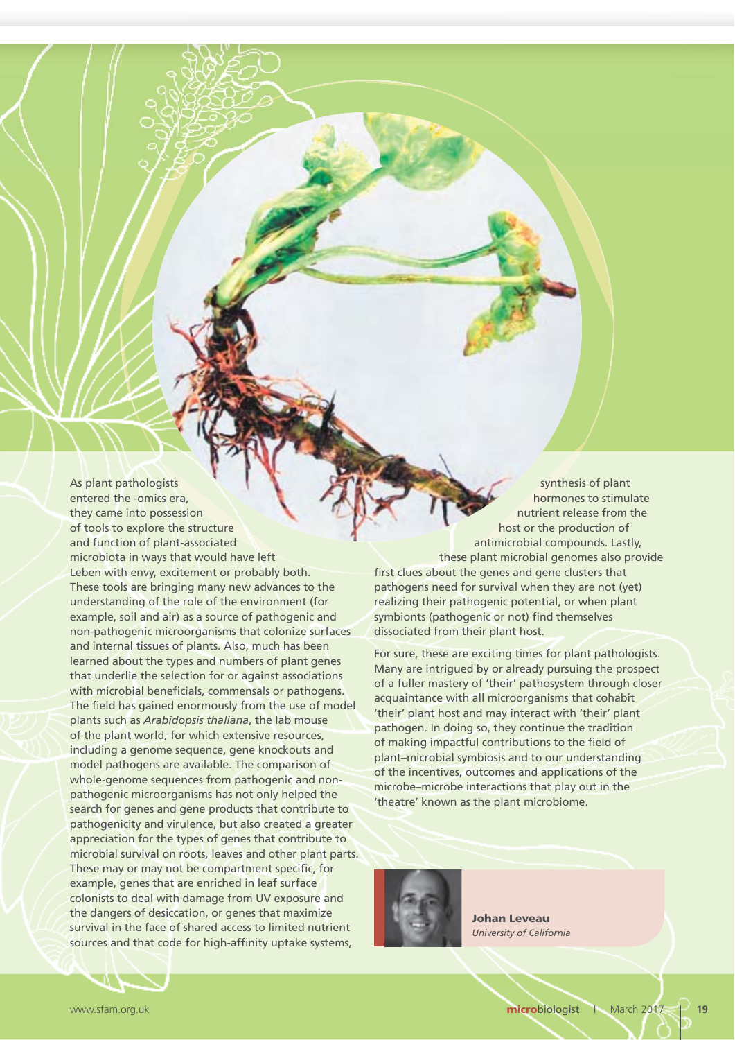As plant pathologists entered the -omics era, they came into possession of tools to explore the structure and function of plant-associated microbiota in ways that would have left Leben with envy, excitement or probably both. These tools are bringing many new advances to the understanding of the role of the environment (for example, soil and air) as a source of pathogenic and non-pathogenic microorganisms that colonize surfaces and internal tissues of plants. Also, much has been learned about the types and numbers of plant genes that underlie the selection for or against associations with microbial beneficials, commensals or pathogens. The field has gained enormously from the use of model plants such as *Arabidopsis thaliana*, the lab mouse of the plant world, for which extensive resources, including a genome sequence, gene knockouts and model pathogens are available. The comparison of whole-genome sequences from pathogenic and non-pathogenic microorganisms has not only helped the search for genes and gene products that contribute to pathogenicity and virulence, but also created a greater appreciation for the types of genes that contribute to microbial survival on roots, leaves and other plant parts. These may or may not be compartment specific, for example, genes that are enriched in leaf surface colonists to deal with damage from UV exposure and the dangers of desiccation, or genes that maximize survival in the face of shared access to limited nutrient sources and that code for high-affinity uptake systems, synthesis of plant hormones to stimulate nutrient release from the host or the production of antimicrobial compounds. Lastly, these plant microbial genomes also provide first clues about the genes and gene clusters that pathogens need for survival when they are not (yet) realizing their pathogenic potential, or when plant symbionts (pathogenic or not) find themselves dissociated from their plant host.

For sure, these are exciting times for plant pathologists. Many are intrigued by or already pursuing the prospect of a fuller mastery of 'their' pathosystem through closer acquaintance with all microorganisms that cohabit 'their' plant host and may interact with 'their' plant pathogen. In doing so, they continue the tradition of making impactful contributions to the field of plant–microbial symbiosis and to our understanding of the incentives, outcomes and applications of the microbe–microbe interactions that play out in the 'theatre' known as the plant microbiome.

**Johan Leveau**
*University of California*